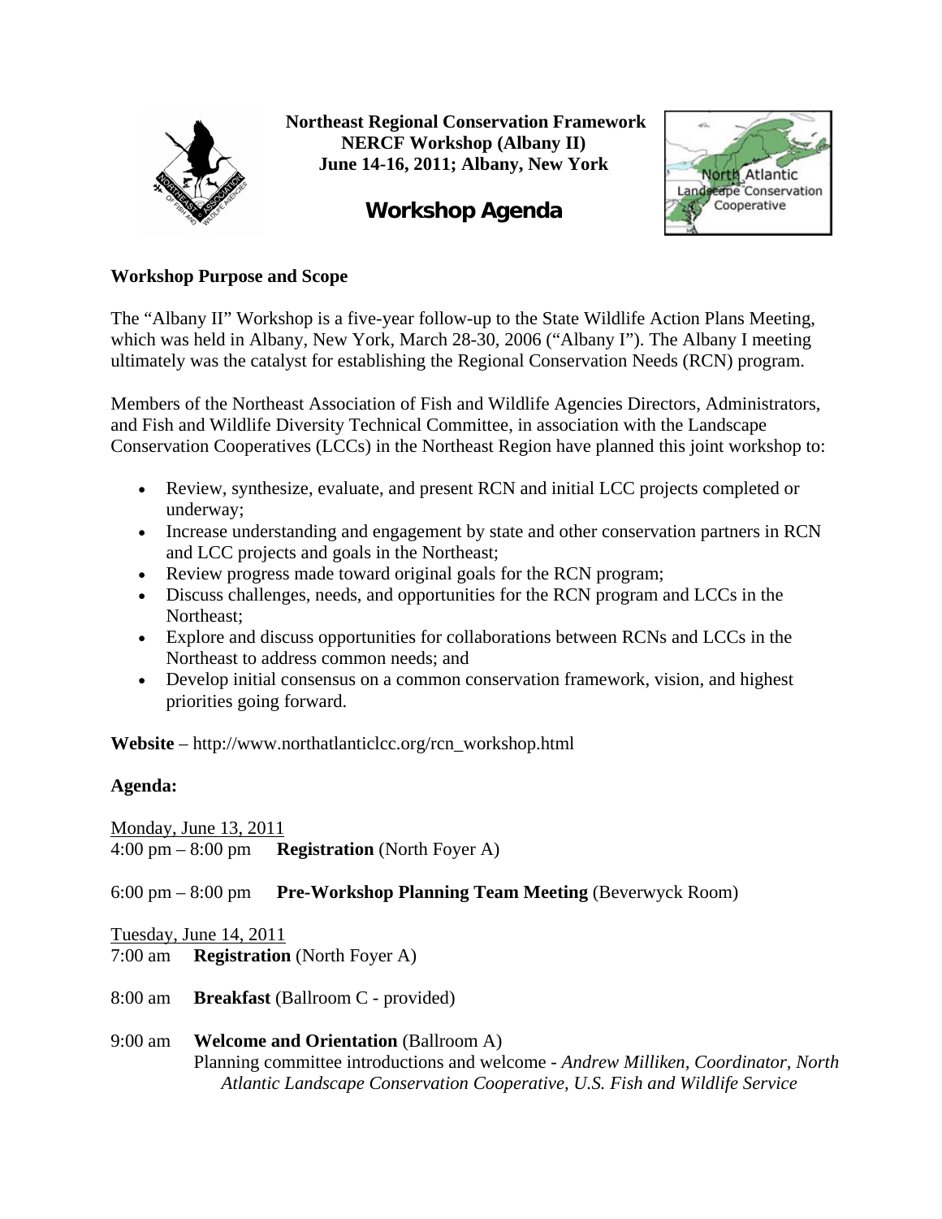**Northeast Regional Conservation Framework**
**NERCF Workshop (Albany II)**
**June 14-16, 2011; Albany, New York**

# Workshop Agenda

### Workshop Purpose and Scope

The "Albany II" Workshop is a five-year follow-up to the State Wildlife Action Plans Meeting, which was held in Albany, New York, March 28-30, 2006 ("Albany I"). The Albany I meeting ultimately was the catalyst for establishing the Regional Conservation Needs (RCN) program.

Members of the Northeast Association of Fish and Wildlife Agencies Directors, Administrators, and Fish and Wildlife Diversity Technical Committee, in association with the Landscape Conservation Cooperatives (LCCs) in the Northeast Region have planned this joint workshop to:

- Review, synthesize, evaluate, and present RCN and initial LCC projects completed or underway;
- Increase understanding and engagement by state and other conservation partners in RCN and LCC projects and goals in the Northeast;
- Review progress made toward original goals for the RCN program;
- Discuss challenges, needs, and opportunities for the RCN program and LCCs in the Northeast;
- Explore and discuss opportunities for collaborations between RCNs and LCCs in the Northeast to address common needs; and
- Develop initial consensus on a common conservation framework, vision, and highest priorities going forward.

**Website** – http://www.northatlanticlcc.org/rcn_workshop.html

### Agenda:

Monday, June 13, 2011

4:00 pm – 8:00 pm **Registration** (North Foyer A)

6:00 pm – 8:00 pm **Pre-Workshop Planning Team Meeting** (Beverwyck Room)

Tuesday, June 14, 2011

7:00 am **Registration** (North Foyer A)

8:00 am **Breakfast** (Ballroom C - provided)

9:00 am **Welcome and Orientation** (Ballroom A)
Planning committee introductions and welcome - *Andrew Milliken, Coordinator, North Atlantic Landscape Conservation Cooperative, U.S. Fish and Wildlife Service*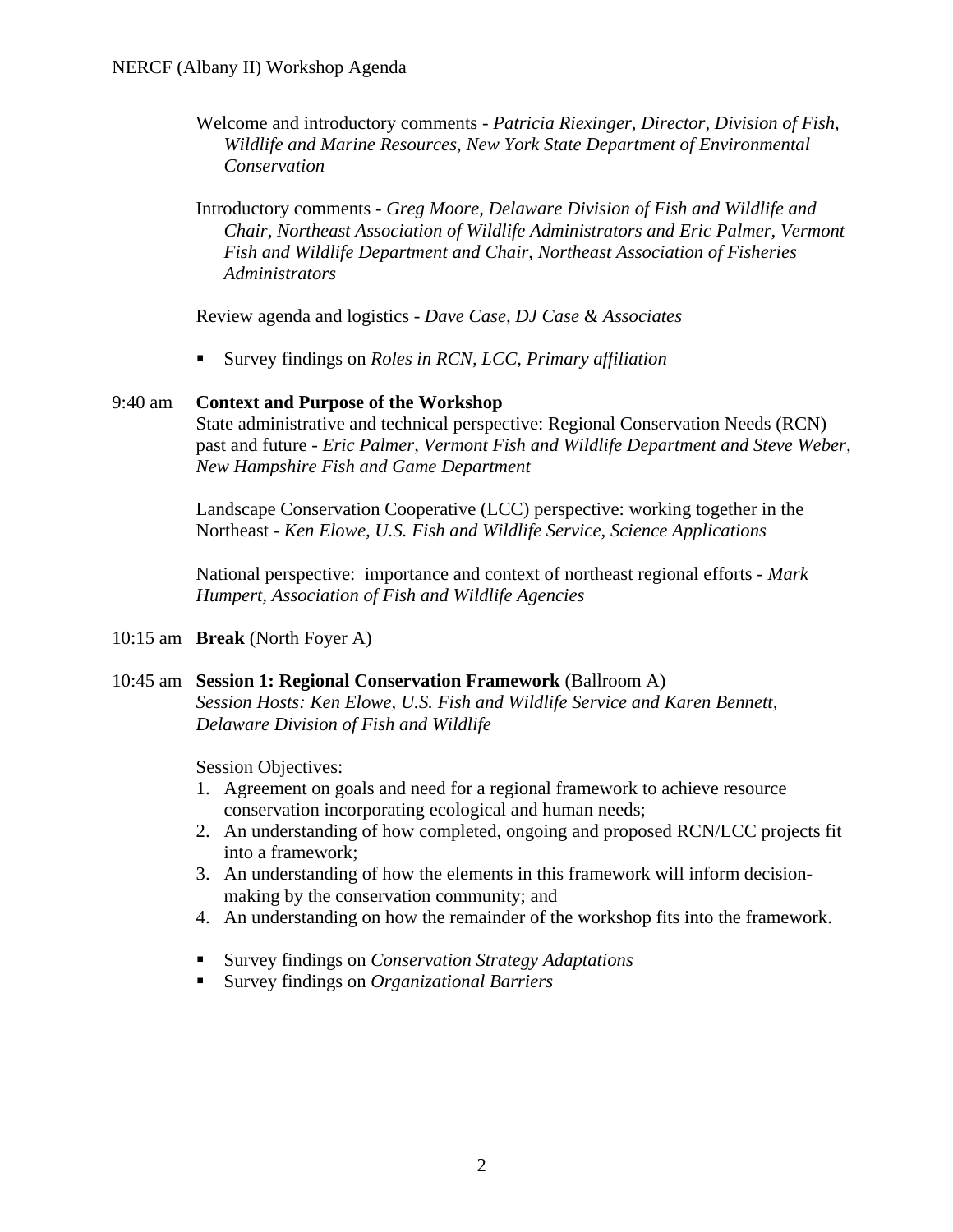Welcome and introductory comments - *Patricia Riexinger, Director, Division of Fish, Wildlife and Marine Resources, New York State Department of Environmental Conservation*

Introductory comments - *Greg Moore, Delaware Division of Fish and Wildlife and Chair, Northeast Association of Wildlife Administrators and Eric Palmer, Vermont Fish and Wildlife Department and Chair, Northeast Association of Fisheries Administrators*

Review agenda and logistics - *Dave Case, DJ Case & Associates*

- Survey findings on *Roles in RCN, LCC, Primary affiliation*

9:40 am **Context and Purpose of the Workshop**

State administrative and technical perspective: Regional Conservation Needs (RCN) past and future - *Eric Palmer, Vermont Fish and Wildlife Department and Steve Weber, New Hampshire Fish and Game Department*

Landscape Conservation Cooperative (LCC) perspective: working together in the Northeast - *Ken Elowe, U.S. Fish and Wildlife Service, Science Applications*

National perspective: importance and context of northeast regional efforts - *Mark Humpert, Association of Fish and Wildlife Agencies*

10:15 am **Break** (North Foyer A)

10:45 am **Session 1: Regional Conservation Framework** (Ballroom A)

*Session Hosts: Ken Elowe, U.S. Fish and Wildlife Service and Karen Bennett, Delaware Division of Fish and Wildlife*

Session Objectives:

1. Agreement on goals and need for a regional framework to achieve resource conservation incorporating ecological and human needs;
2. An understanding of how completed, ongoing and proposed RCN/LCC projects fit into a framework;
3. An understanding of how the elements in this framework will inform decision-making by the conservation community; and
4. An understanding on how the remainder of the workshop fits into the framework.

- Survey findings on *Conservation Strategy Adaptations*
- Survey findings on *Organizational Barriers*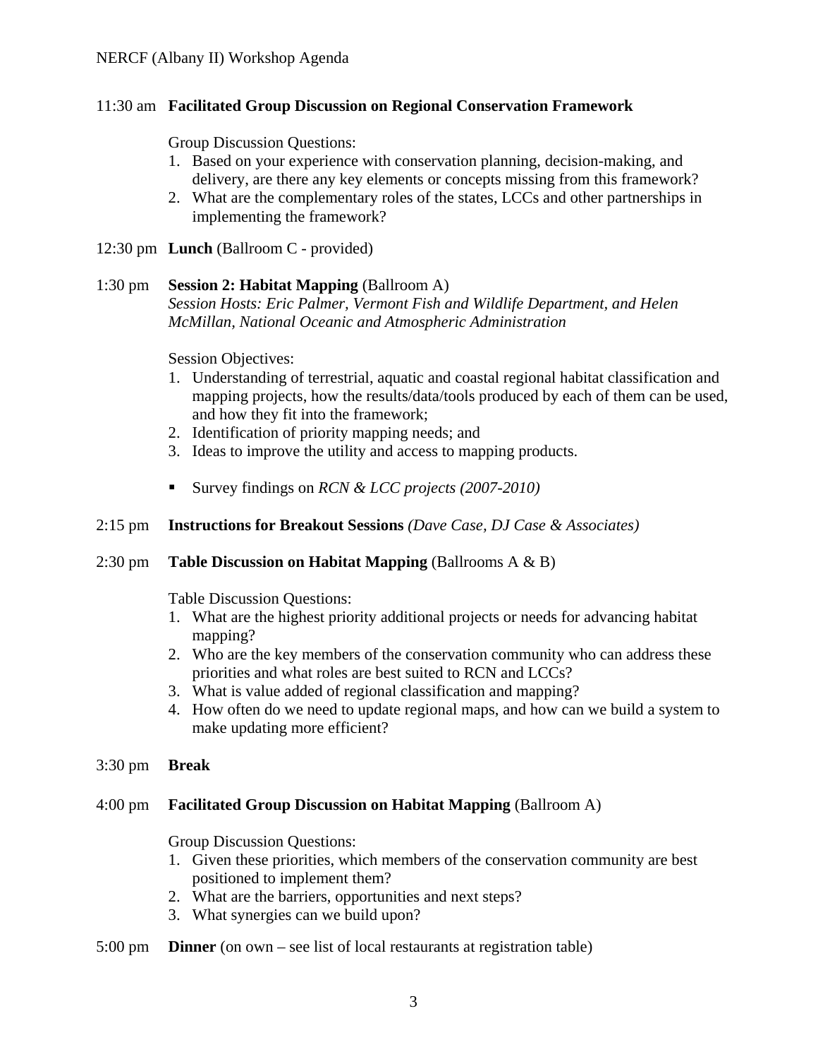11:30 am **Facilitated Group Discussion on Regional Conservation Framework**

Group Discussion Questions:

1. Based on your experience with conservation planning, decision-making, and delivery, are there any key elements or concepts missing from this framework?
2. What are the complementary roles of the states, LCCs and other partnerships in implementing the framework?

12:30 pm **Lunch** (Ballroom C - provided)

1:30 pm **Session 2: Habitat Mapping** (Ballroom A)
*Session Hosts: Eric Palmer, Vermont Fish and Wildlife Department, and Helen McMillan, National Oceanic and Atmospheric Administration*

Session Objectives:

1. Understanding of terrestrial, aquatic and coastal regional habitat classification and mapping projects, how the results/data/tools produced by each of them can be used, and how they fit into the framework;
2. Identification of priority mapping needs; and
3. Ideas to improve the utility and access to mapping products.

- Survey findings on *RCN & LCC projects (2007-2010)*

2:15 pm **Instructions for Breakout Sessions** *(Dave Case, DJ Case & Associates)*

2:30 pm **Table Discussion on Habitat Mapping** (Ballrooms A & B)

Table Discussion Questions:

1. What are the highest priority additional projects or needs for advancing habitat mapping?
2. Who are the key members of the conservation community who can address these priorities and what roles are best suited to RCN and LCCs?
3. What is value added of regional classification and mapping?
4. How often do we need to update regional maps, and how can we build a system to make updating more efficient?

3:30 pm **Break**

4:00 pm **Facilitated Group Discussion on Habitat Mapping** (Ballroom A)

Group Discussion Questions:

1. Given these priorities, which members of the conservation community are best positioned to implement them?
2. What are the barriers, opportunities and next steps?
3. What synergies can we build upon?

5:00 pm **Dinner** (on own – see list of local restaurants at registration table)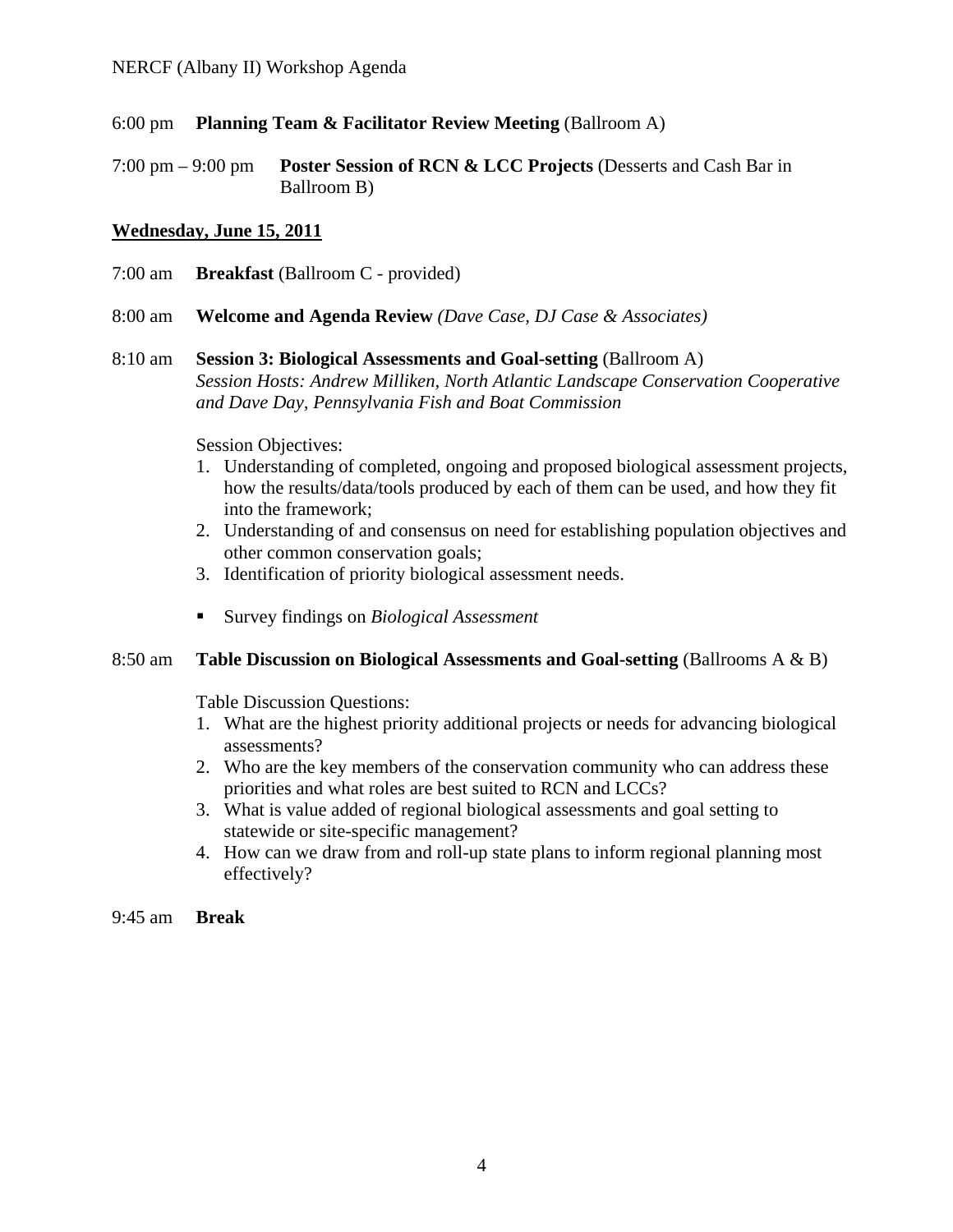6:00 pm **Planning Team & Facilitator Review Meeting** (Ballroom A)

7:00 pm – 9:00 pm **Poster Session of RCN & LCC Projects** (Desserts and Cash Bar in Ballroom B)

**<u>Wednesday, June 15, 2011</u>**

7:00 am **Breakfast** (Ballroom C - provided)

8:00 am **Welcome and Agenda Review** *(Dave Case, DJ Case & Associates)*

8:10 am **Session 3: Biological Assessments and Goal-setting** (Ballroom A)
*Session Hosts: Andrew Milliken, North Atlantic Landscape Conservation Cooperative and Dave Day, Pennsylvania Fish and Boat Commission*

Session Objectives:

1. Understanding of completed, ongoing and proposed biological assessment projects, how the results/data/tools produced by each of them can be used, and how they fit into the framework;
2. Understanding of and consensus on need for establishing population objectives and other common conservation goals;
3. Identification of priority biological assessment needs.

- Survey findings on *Biological Assessment*

8:50 am **Table Discussion on Biological Assessments and Goal-setting** (Ballrooms A & B)

Table Discussion Questions:

1. What are the highest priority additional projects or needs for advancing biological assessments?
2. Who are the key members of the conservation community who can address these priorities and what roles are best suited to RCN and LCCs?
3. What is value added of regional biological assessments and goal setting to statewide or site-specific management?
4. How can we draw from and roll-up state plans to inform regional planning most effectively?

9:45 am **Break**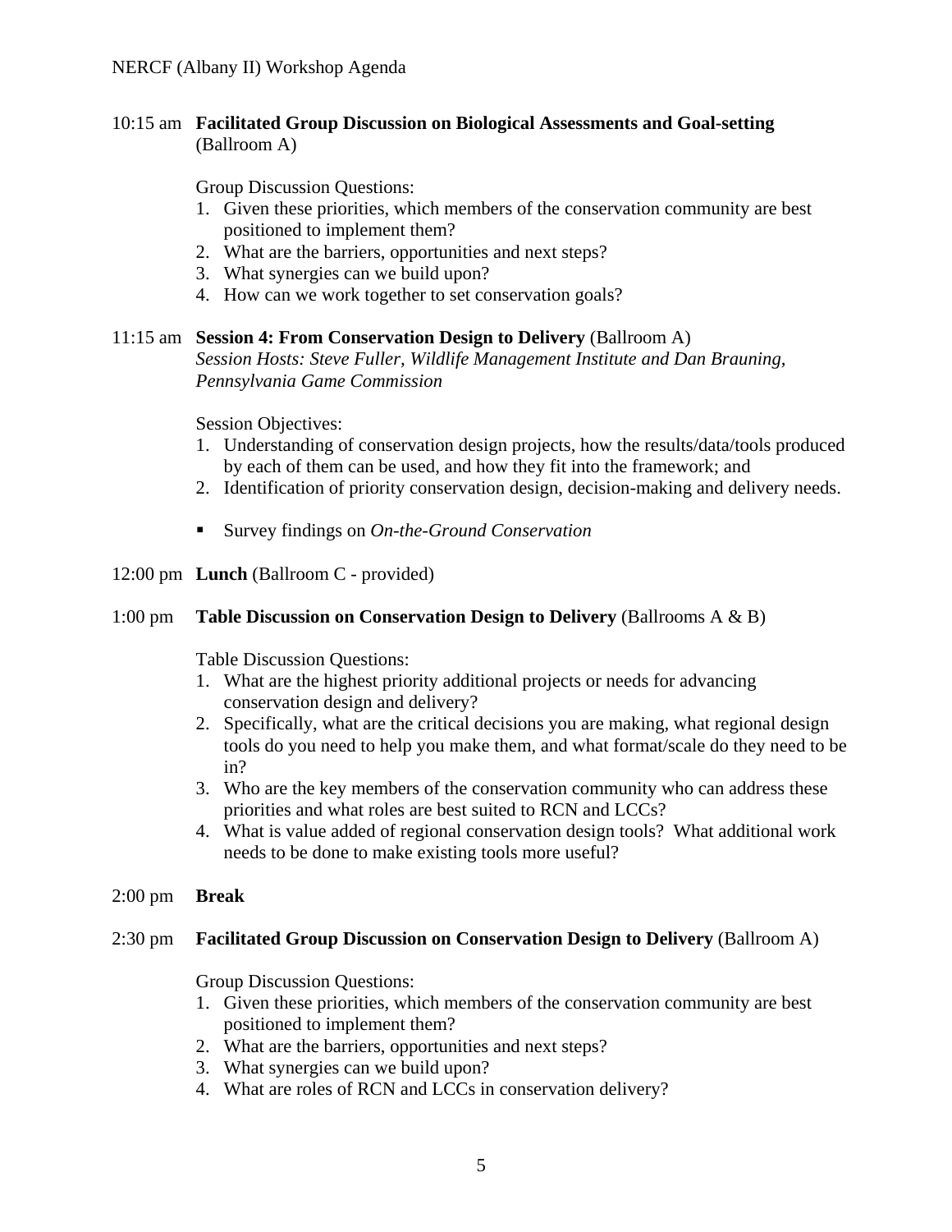10:15 am **Facilitated Group Discussion on Biological Assessments and Goal-setting** (Ballroom A)

Group Discussion Questions:

1. Given these priorities, which members of the conservation community are best positioned to implement them?
2. What are the barriers, opportunities and next steps?
3. What synergies can we build upon?
4. How can we work together to set conservation goals?

11:15 am **Session 4: From Conservation Design to Delivery** (Ballroom A)
*Session Hosts: Steve Fuller, Wildlife Management Institute and Dan Brauning, Pennsylvania Game Commission*

Session Objectives:

1. Understanding of conservation design projects, how the results/data/tools produced by each of them can be used, and how they fit into the framework; and
2. Identification of priority conservation design, decision-making and delivery needs.

- Survey findings on *On-the-Ground Conservation*

12:00 pm **Lunch** (Ballroom C - provided)

1:00 pm **Table Discussion on Conservation Design to Delivery** (Ballrooms A & B)

Table Discussion Questions:

1. What are the highest priority additional projects or needs for advancing conservation design and delivery?
2. Specifically, what are the critical decisions you are making, what regional design tools do you need to help you make them, and what format/scale do they need to be in?
3. Who are the key members of the conservation community who can address these priorities and what roles are best suited to RCN and LCCs?
4. What is value added of regional conservation design tools? What additional work needs to be done to make existing tools more useful?

2:00 pm **Break**

2:30 pm **Facilitated Group Discussion on Conservation Design to Delivery** (Ballroom A)

Group Discussion Questions:

1. Given these priorities, which members of the conservation community are best positioned to implement them?
2. What are the barriers, opportunities and next steps?
3. What synergies can we build upon?
4. What are roles of RCN and LCCs in conservation delivery?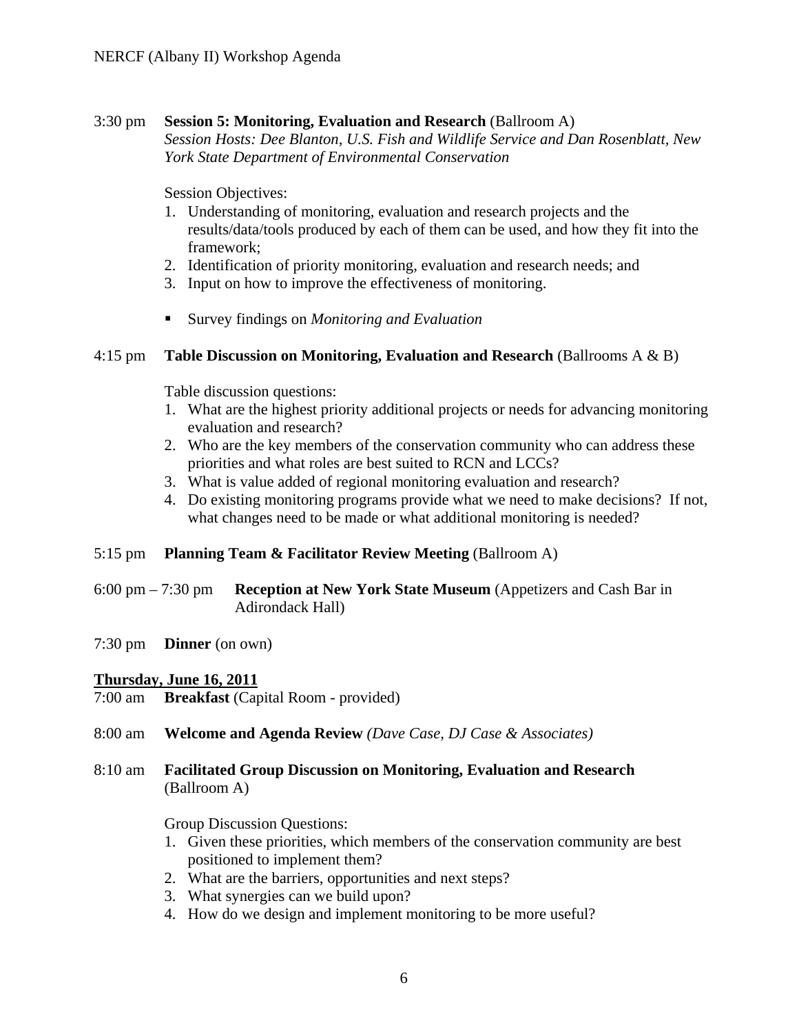3:30 pm **Session 5: Monitoring, Evaluation and Research** (Ballroom A)
*Session Hosts: Dee Blanton, U.S. Fish and Wildlife Service and Dan Rosenblatt, New York State Department of Environmental Conservation*

Session Objectives:

1. Understanding of monitoring, evaluation and research projects and the results/data/tools produced by each of them can be used, and how they fit into the framework;
2. Identification of priority monitoring, evaluation and research needs; and
3. Input on how to improve the effectiveness of monitoring.

- Survey findings on *Monitoring and Evaluation*

4:15 pm **Table Discussion on Monitoring, Evaluation and Research** (Ballrooms A & B)

Table discussion questions:

1. What are the highest priority additional projects or needs for advancing monitoring evaluation and research?
2. Who are the key members of the conservation community who can address these priorities and what roles are best suited to RCN and LCCs?
3. What is value added of regional monitoring evaluation and research?
4. Do existing monitoring programs provide what we need to make decisions? If not, what changes need to be made or what additional monitoring is needed?

5:15 pm **Planning Team & Facilitator Review Meeting** (Ballroom A)

6:00 pm – 7:30 pm **Reception at New York State Museum** (Appetizers and Cash Bar in Adirondack Hall)

7:30 pm **Dinner** (on own)

**Thursday, June 16, 2011**

7:00 am **Breakfast** (Capital Room - provided)

8:00 am **Welcome and Agenda Review** *(Dave Case, DJ Case & Associates)*

8:10 am **Facilitated Group Discussion on Monitoring, Evaluation and Research** (Ballroom A)

Group Discussion Questions:

1. Given these priorities, which members of the conservation community are best positioned to implement them?
2. What are the barriers, opportunities and next steps?
3. What synergies can we build upon?
4. How do we design and implement monitoring to be more useful?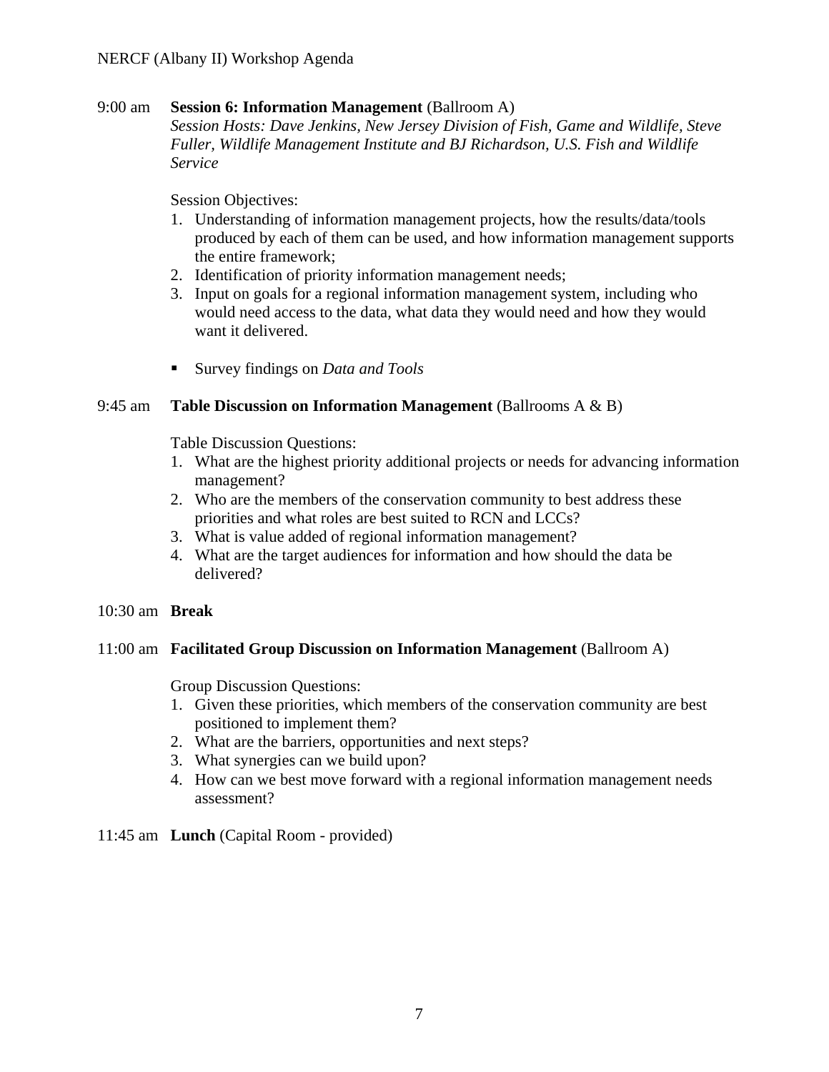9:00 am **Session 6: Information Management** (Ballroom A)

*Session Hosts: Dave Jenkins, New Jersey Division of Fish, Game and Wildlife, Steve Fuller, Wildlife Management Institute and BJ Richardson, U.S. Fish and Wildlife Service*

Session Objectives:

1. Understanding of information management projects, how the results/data/tools produced by each of them can be used, and how information management supports the entire framework;
2. Identification of priority information management needs;
3. Input on goals for a regional information management system, including who would need access to the data, what data they would need and how they would want it delivered.

- Survey findings on *Data and Tools*

9:45 am **Table Discussion on Information Management** (Ballrooms A & B)

Table Discussion Questions:

1. What are the highest priority additional projects or needs for advancing information management?
2. Who are the members of the conservation community to best address these priorities and what roles are best suited to RCN and LCCs?
3. What is value added of regional information management?
4. What are the target audiences for information and how should the data be delivered?

10:30 am **Break**

11:00 am **Facilitated Group Discussion on Information Management** (Ballroom A)

Group Discussion Questions:

1. Given these priorities, which members of the conservation community are best positioned to implement them?
2. What are the barriers, opportunities and next steps?
3. What synergies can we build upon?
4. How can we best move forward with a regional information management needs assessment?

11:45 am **Lunch** (Capital Room - provided)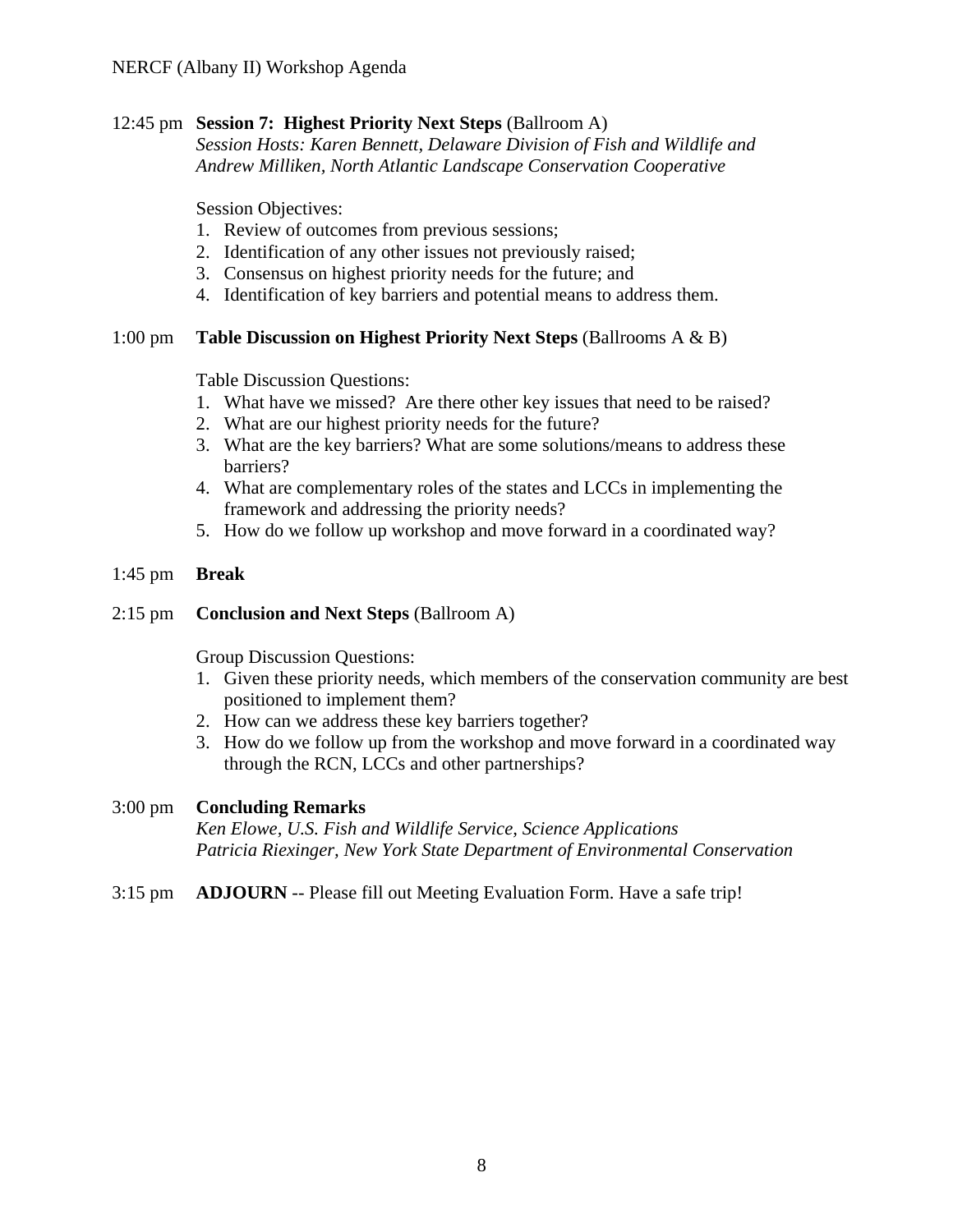12:45 pm **Session 7: Highest Priority Next Steps** (Ballroom A)
*Session Hosts: Karen Bennett, Delaware Division of Fish and Wildlife and Andrew Milliken, North Atlantic Landscape Conservation Cooperative*

Session Objectives:

1. Review of outcomes from previous sessions;
2. Identification of any other issues not previously raised;
3. Consensus on highest priority needs for the future; and
4. Identification of key barriers and potential means to address them.

1:00 pm **Table Discussion on Highest Priority Next Steps** (Ballrooms A & B)

Table Discussion Questions:

1. What have we missed? Are there other key issues that need to be raised?
2. What are our highest priority needs for the future?
3. What are the key barriers? What are some solutions/means to address these barriers?
4. What are complementary roles of the states and LCCs in implementing the framework and addressing the priority needs?
5. How do we follow up workshop and move forward in a coordinated way?

1:45 pm **Break**

2:15 pm **Conclusion and Next Steps** (Ballroom A)

Group Discussion Questions:

1. Given these priority needs, which members of the conservation community are best positioned to implement them?
2. How can we address these key barriers together?
3. How do we follow up from the workshop and move forward in a coordinated way through the RCN, LCCs and other partnerships?

3:00 pm **Concluding Remarks**
*Ken Elowe, U.S. Fish and Wildlife Service, Science Applications*
*Patricia Riexinger, New York State Department of Environmental Conservation*

3:15 pm **ADJOURN** -- Please fill out Meeting Evaluation Form. Have a safe trip!